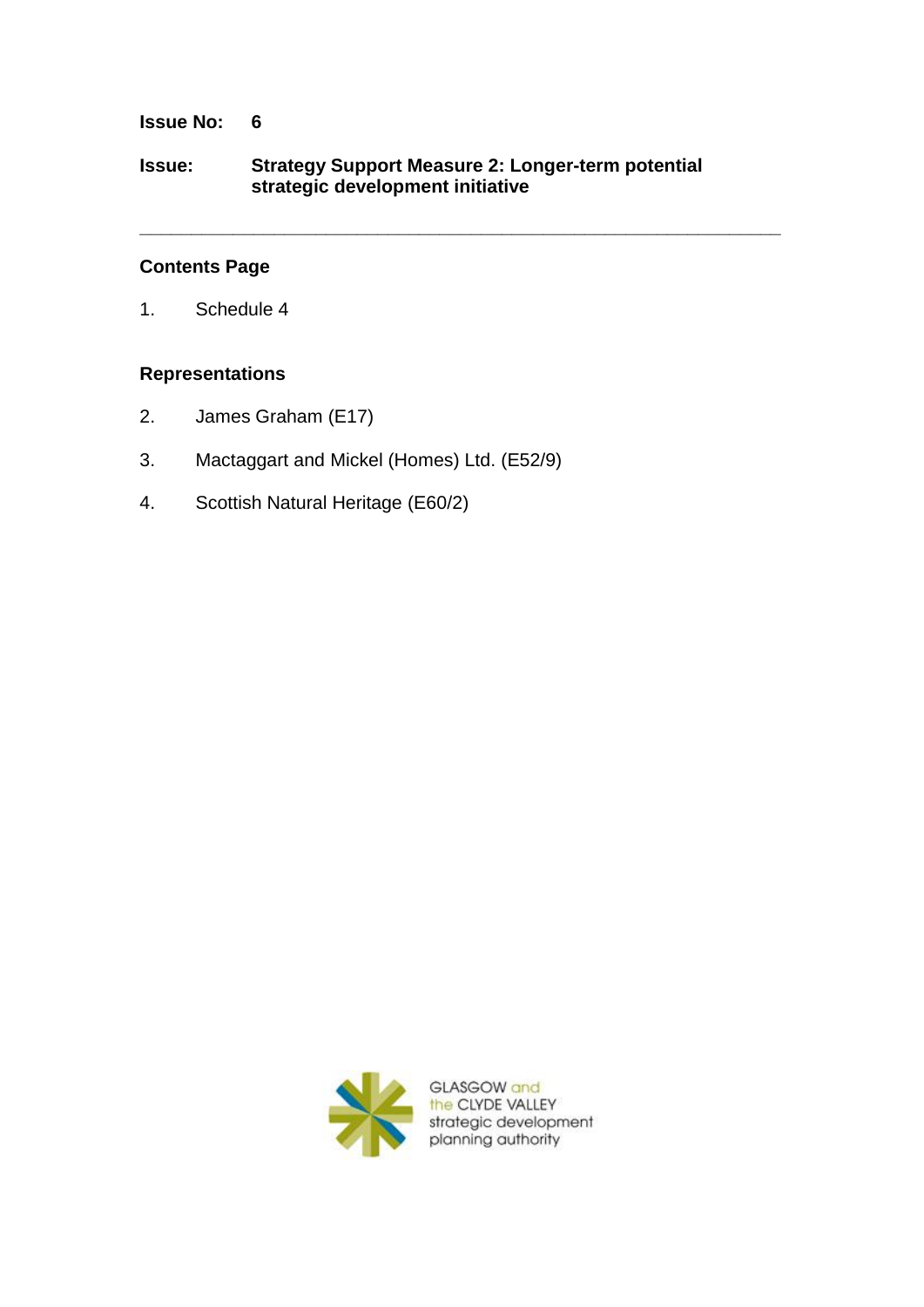**Issue No:** 6

**Issue:** **Strategy Support Measure 2: Longer-term potential strategic development initiative**

---

## Contents Page

1. Schedule 4

## Representations

2. James Graham (E17)
3. Mactaggart and Mickel (Homes) Ltd. (E52/9)
4. Scottish Natural Heritage (E60/2)

GLASGOW and the CLYDE VALLEY strategic development planning authority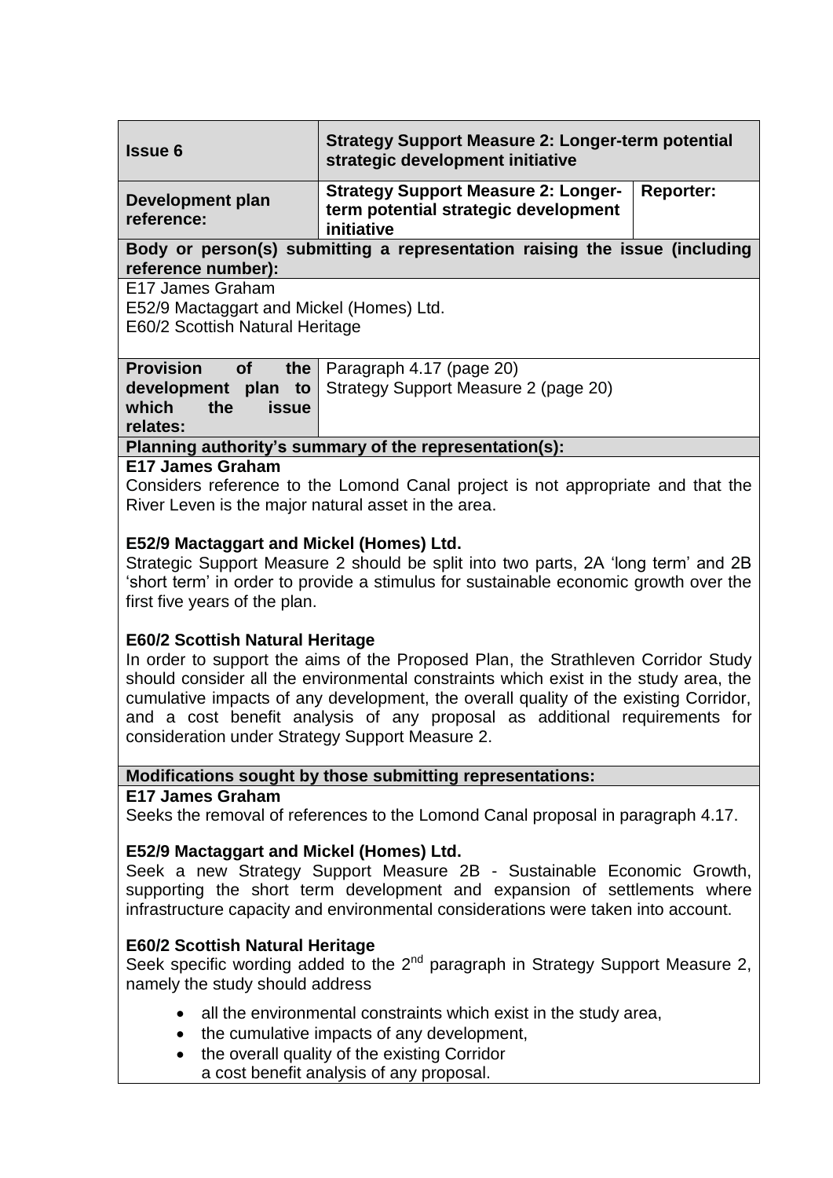| **Issue 6** | **Strategy Support Measure 2: Longer-term potential strategic development initiative** | |
|---|---|---|
| **Development plan reference:** | **Strategy Support Measure 2: Longer-term potential strategic development initiative** | **Reporter:** |

**Body or person(s) submitting a representation raising the issue (including reference number):**

E17 James Graham
E52/9 Mactaggart and Mickel (Homes) Ltd.
E60/2 Scottish Natural Heritage

| **Provision of the development plan to which the issue relates:** | Paragraph 4.17 (page 20) Strategy Support Measure 2 (page 20) |
|---|---|

**Planning authority's summary of the representation(s):**

**E17 James Graham**
Considers reference to the Lomond Canal project is not appropriate and that the River Leven is the major natural asset in the area.

**E52/9 Mactaggart and Mickel (Homes) Ltd.**
Strategic Support Measure 2 should be split into two parts, 2A 'long term' and 2B 'short term' in order to provide a stimulus for sustainable economic growth over the first five years of the plan.

**E60/2 Scottish Natural Heritage**
In order to support the aims of the Proposed Plan, the Strathleven Corridor Study should consider all the environmental constraints which exist in the study area, the cumulative impacts of any development, the overall quality of the existing Corridor, and a cost benefit analysis of any proposal as additional requirements for consideration under Strategy Support Measure 2.

**Modifications sought by those submitting representations:**

**E17 James Graham**
Seeks the removal of references to the Lomond Canal proposal in paragraph 4.17.

**E52/9 Mactaggart and Mickel (Homes) Ltd.**
Seek a new Strategy Support Measure 2B - Sustainable Economic Growth, supporting the short term development and expansion of settlements where infrastructure capacity and environmental considerations were taken into account.

**E60/2 Scottish Natural Heritage**
Seek specific wording added to the 2nd paragraph in Strategy Support Measure 2, namely the study should address

- all the environmental constraints which exist in the study area,
- the cumulative impacts of any development,
- the overall quality of the existing Corridor
  a cost benefit analysis of any proposal.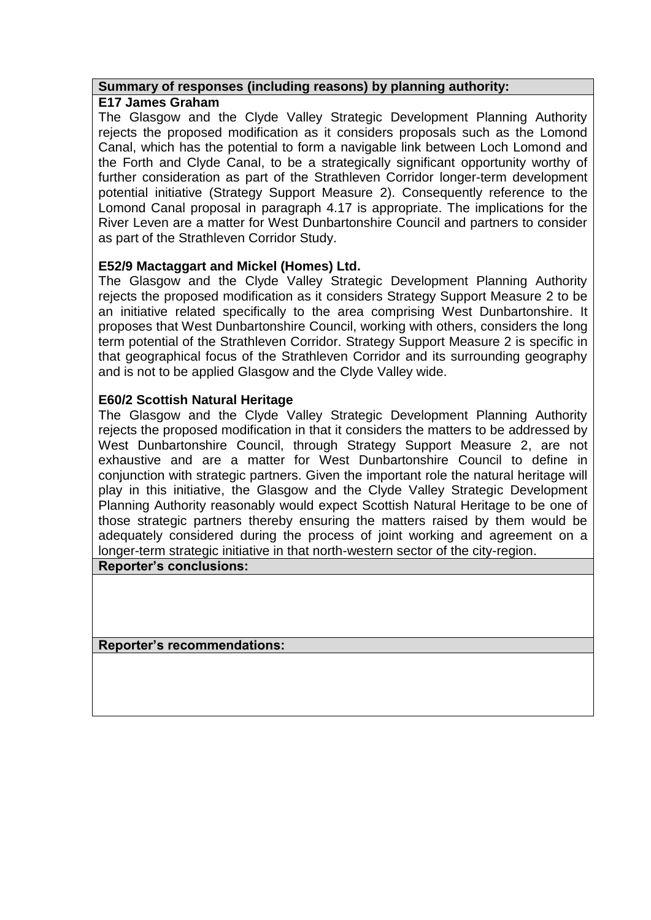**Summary of responses (including reasons) by planning authority:**

**E17 James Graham**

The Glasgow and the Clyde Valley Strategic Development Planning Authority rejects the proposed modification as it considers proposals such as the Lomond Canal, which has the potential to form a navigable link between Loch Lomond and the Forth and Clyde Canal, to be a strategically significant opportunity worthy of further consideration as part of the Strathleven Corridor longer-term development potential initiative (Strategy Support Measure 2). Consequently reference to the Lomond Canal proposal in paragraph 4.17 is appropriate. The implications for the River Leven are a matter for West Dunbartonshire Council and partners to consider as part of the Strathleven Corridor Study.

**E52/9 Mactaggart and Mickel (Homes) Ltd.**

The Glasgow and the Clyde Valley Strategic Development Planning Authority rejects the proposed modification as it considers Strategy Support Measure 2 to be an initiative related specifically to the area comprising West Dunbartonshire. It proposes that West Dunbartonshire Council, working with others, considers the long term potential of the Strathleven Corridor. Strategy Support Measure 2 is specific in that geographical focus of the Strathleven Corridor and its surrounding geography and is not to be applied Glasgow and the Clyde Valley wide.

**E60/2 Scottish Natural Heritage**

The Glasgow and the Clyde Valley Strategic Development Planning Authority rejects the proposed modification in that it considers the matters to be addressed by West Dunbartonshire Council, through Strategy Support Measure 2, are not exhaustive and are a matter for West Dunbartonshire Council to define in conjunction with strategic partners. Given the important role the natural heritage will play in this initiative, the Glasgow and the Clyde Valley Strategic Development Planning Authority reasonably would expect Scottish Natural Heritage to be one of those strategic partners thereby ensuring the matters raised by them would be adequately considered during the process of joint working and agreement on a longer-term strategic initiative in that north-western sector of the city-region.

**Reporter's conclusions:**

**Reporter's recommendations:**